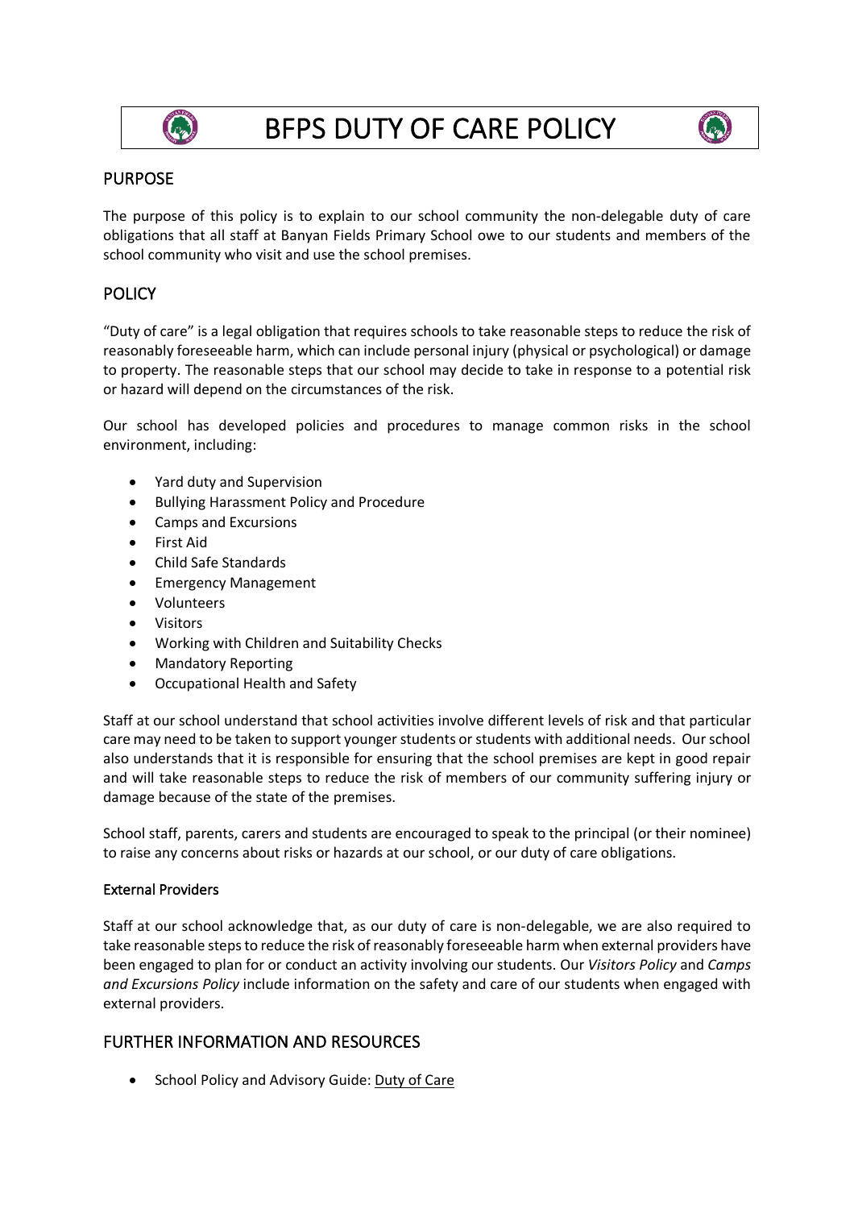# BFPS DUTY OF CARE POLICY

## PURPOSE

The purpose of this policy is to explain to our school community the non-delegable duty of care obligations that all staff at Banyan Fields Primary School owe to our students and members of the school community who visit and use the school premises.

## POLICY

"Duty of care" is a legal obligation that requires schools to take reasonable steps to reduce the risk of reasonably foreseeable harm, which can include personal injury (physical or psychological) or damage to property. The reasonable steps that our school may decide to take in response to a potential risk or hazard will depend on the circumstances of the risk.

Our school has developed policies and procedures to manage common risks in the school environment, including:

- Yard duty and Supervision
- Bullying Harassment Policy and Procedure
- Camps and Excursions
- First Aid
- Child Safe Standards
- Emergency Management
- Volunteers
- Visitors
- Working with Children and Suitability Checks
- Mandatory Reporting
- Occupational Health and Safety

Staff at our school understand that school activities involve different levels of risk and that particular care may need to be taken to support younger students or students with additional needs. Our school also understands that it is responsible for ensuring that the school premises are kept in good repair and will take reasonable steps to reduce the risk of members of our community suffering injury or damage because of the state of the premises.

School staff, parents, carers and students are encouraged to speak to the principal (or their nominee) to raise any concerns about risks or hazards at our school, or our duty of care obligations.

### External Providers

Staff at our school acknowledge that, as our duty of care is non-delegable, we are also required to take reasonable steps to reduce the risk of reasonably foreseeable harm when external providers have been engaged to plan for or conduct an activity involving our students. Our *Visitors Policy* and *Camps and Excursions Policy* include information on the safety and care of our students when engaged with external providers.

## FURTHER INFORMATION AND RESOURCES

- School Policy and Advisory Guide: Duty of Care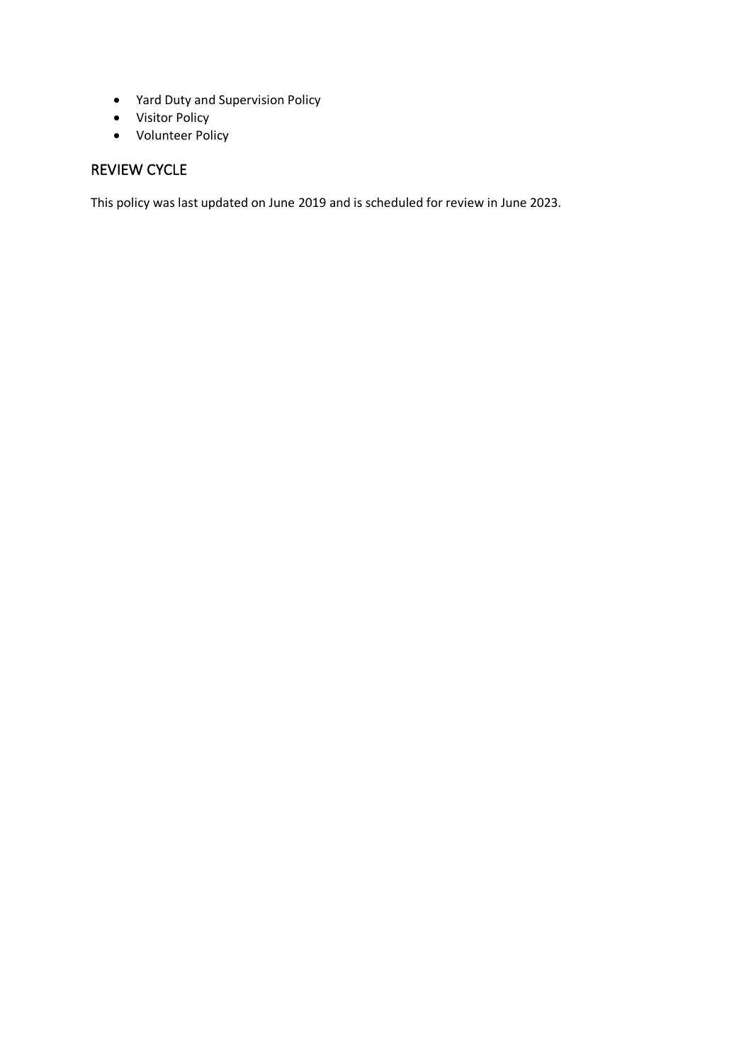- Yard Duty and Supervision Policy
- Visitor Policy
- Volunteer Policy

## REVIEW CYCLE

This policy was last updated on June 2019 and is scheduled for review in June 2023.